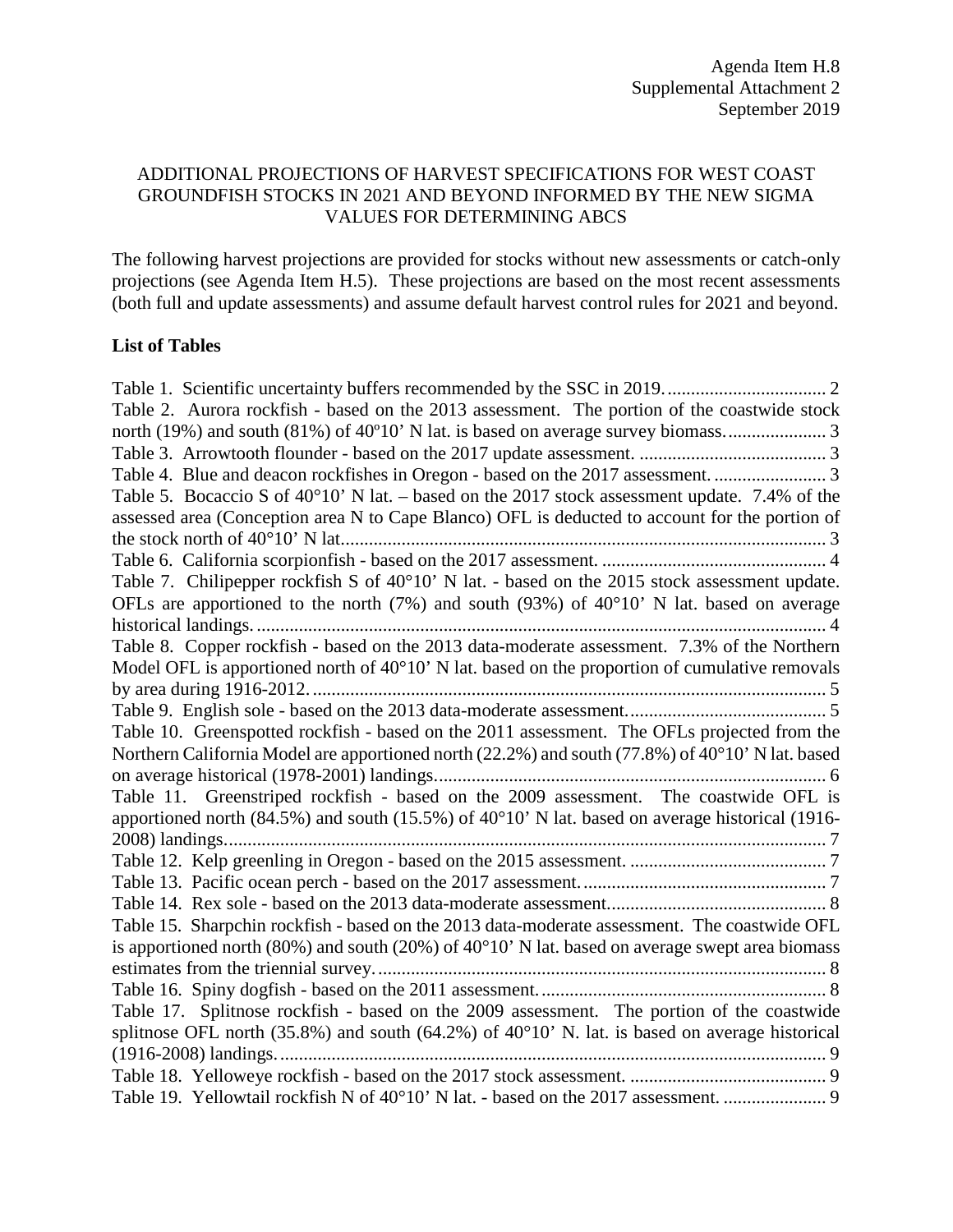Agenda Item H.8
Supplemental Attachment 2
September 2019

# ADDITIONAL PROJECTIONS OF HARVEST SPECIFICATIONS FOR WEST COAST GROUNDFISH STOCKS IN 2021 AND BEYOND INFORMED BY THE NEW SIGMA VALUES FOR DETERMINING ABCS

The following harvest projections are provided for stocks without new assessments or catch-only projections (see Agenda Item H.5). These projections are based on the most recent assessments (both full and update assessments) and assume default harvest control rules for 2021 and beyond.

**List of Tables**

Table 1. Scientific uncertainty buffers recommended by the SSC in 2019. .................................. 2
Table 2. Aurora rockfish - based on the 2013 assessment. The portion of the coastwide stock north (19%) and south (81%) of 40º10' N lat. is based on average survey biomass. .................... 3
Table 3. Arrowtooth flounder - based on the 2017 update assessment. ........................................ 3
Table 4. Blue and deacon rockfishes in Oregon - based on the 2017 assessment. ........................ 3
Table 5. Bocaccio S of 40°10' N lat. – based on the 2017 stock assessment update. 7.4% of the assessed area (Conception area N to Cape Blanco) OFL is deducted to account for the portion of the stock north of 40°10' N lat. ....................................................................................................... 3
Table 6. California scorpionfish - based on the 2017 assessment. ................................................ 4
Table 7. Chilipepper rockfish S of 40°10' N lat. - based on the 2015 stock assessment update. OFLs are apportioned to the north (7%) and south (93%) of 40°10' N lat. based on average historical landings. .......................................................................................................................... 4
Table 8. Copper rockfish - based on the 2013 data-moderate assessment. 7.3% of the Northern Model OFL is apportioned north of 40°10' N lat. based on the proportion of cumulative removals by area during 1916-2012. .............................................................................................................. 5
Table 9. English sole - based on the 2013 data-moderate assessment. .......................................... 5
Table 10. Greenspotted rockfish - based on the 2011 assessment. The OFLs projected from the Northern California Model are apportioned north (22.2%) and south (77.8%) of 40°10' N lat. based on average historical (1978-2001) landings. ................................................................................... 6
Table 11. Greenstriped rockfish - based on the 2009 assessment. The coastwide OFL is apportioned north (84.5%) and south (15.5%) of 40°10' N lat. based on average historical (1916-2008) landings. ................................................................................................................................ 7
Table 12. Kelp greenling in Oregon - based on the 2015 assessment. .......................................... 7
Table 13. Pacific ocean perch - based on the 2017 assessment. .................................................... 7
Table 14. Rex sole - based on the 2013 data-moderate assessment. .............................................. 8
Table 15. Sharpchin rockfish - based on the 2013 data-moderate assessment. The coastwide OFL is apportioned north (80%) and south (20%) of 40°10' N lat. based on average swept area biomass estimates from the triennial survey. ................................................................................................ 8
Table 16. Spiny dogfish - based on the 2011 assessment. ............................................................. 8
Table 17. Splitnose rockfish - based on the 2009 assessment. The portion of the coastwide splitnose OFL north (35.8%) and south (64.2%) of 40°10' N. lat. is based on average historical (1916-2008) landings. ..................................................................................................................... 9
Table 18. Yelloweye rockfish - based on the 2017 stock assessment. .......................................... 9
Table 19. Yellowtail rockfish N of 40°10' N lat. - based on the 2017 assessment. ...................... 9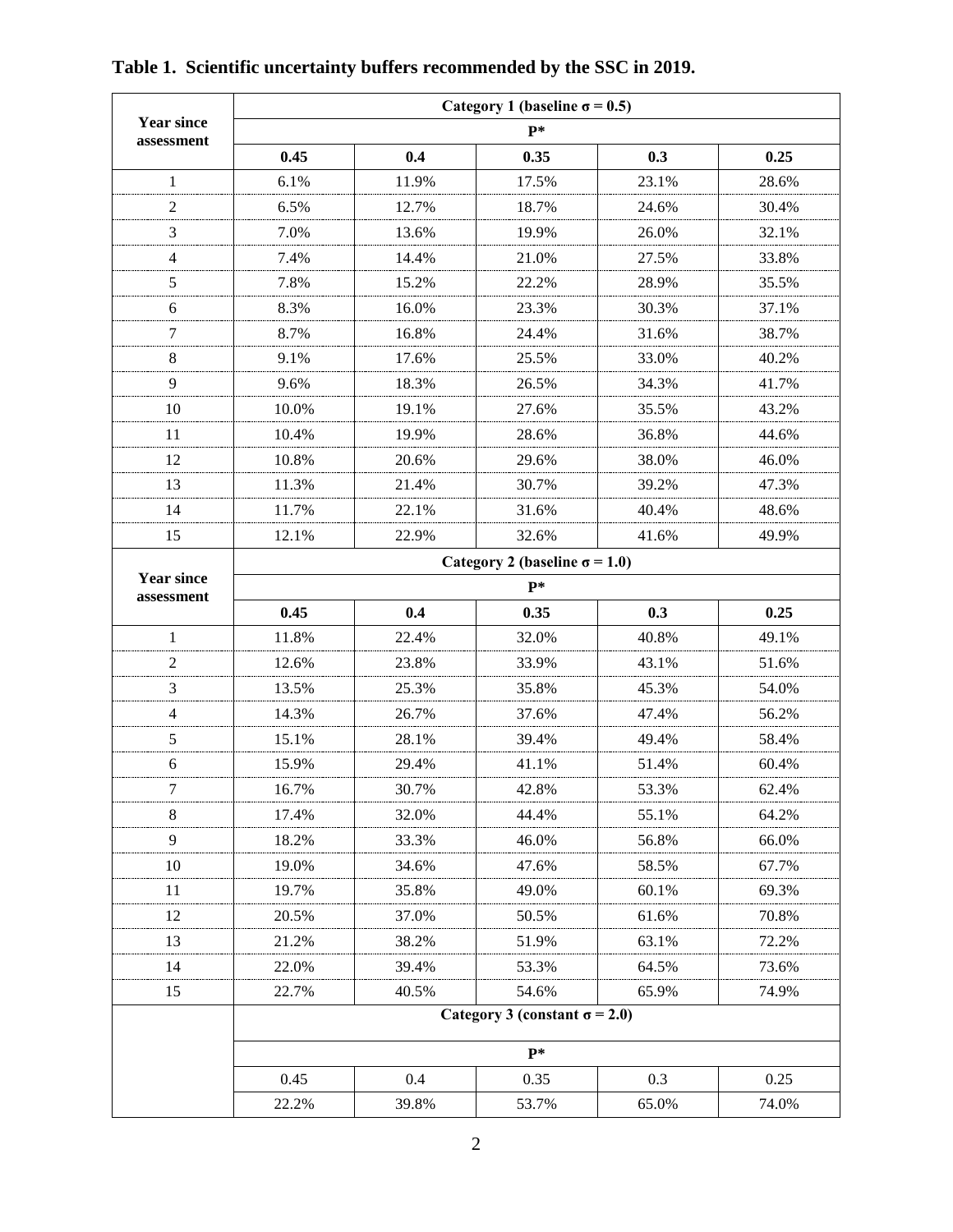**Table 1. Scientific uncertainty buffers recommended by the SSC in 2019.**

| Year since assessment | Category 1 (baseline σ = 0.5) | | | | |
|---|---|---|---|---|---|
| | P* | | | | |
| | 0.45 | 0.4 | 0.35 | 0.3 | 0.25 |
| 1 | 6.1% | 11.9% | 17.5% | 23.1% | 28.6% |
| 2 | 6.5% | 12.7% | 18.7% | 24.6% | 30.4% |
| 3 | 7.0% | 13.6% | 19.9% | 26.0% | 32.1% |
| 4 | 7.4% | 14.4% | 21.0% | 27.5% | 33.8% |
| 5 | 7.8% | 15.2% | 22.2% | 28.9% | 35.5% |
| 6 | 8.3% | 16.0% | 23.3% | 30.3% | 37.1% |
| 7 | 8.7% | 16.8% | 24.4% | 31.6% | 38.7% |
| 8 | 9.1% | 17.6% | 25.5% | 33.0% | 40.2% |
| 9 | 9.6% | 18.3% | 26.5% | 34.3% | 41.7% |
| 10 | 10.0% | 19.1% | 27.6% | 35.5% | 43.2% |
| 11 | 10.4% | 19.9% | 28.6% | 36.8% | 44.6% |
| 12 | 10.8% | 20.6% | 29.6% | 38.0% | 46.0% |
| 13 | 11.3% | 21.4% | 30.7% | 39.2% | 47.3% |
| 14 | 11.7% | 22.1% | 31.6% | 40.4% | 48.6% |
| 15 | 12.1% | 22.9% | 32.6% | 41.6% | 49.9% |
| Year since assessment | Category 2 (baseline σ = 1.0) | | | | |
| | P* | | | | |
| | 0.45 | 0.4 | 0.35 | 0.3 | 0.25 |
| 1 | 11.8% | 22.4% | 32.0% | 40.8% | 49.1% |
| 2 | 12.6% | 23.8% | 33.9% | 43.1% | 51.6% |
| 3 | 13.5% | 25.3% | 35.8% | 45.3% | 54.0% |
| 4 | 14.3% | 26.7% | 37.6% | 47.4% | 56.2% |
| 5 | 15.1% | 28.1% | 39.4% | 49.4% | 58.4% |
| 6 | 15.9% | 29.4% | 41.1% | 51.4% | 60.4% |
| 7 | 16.7% | 30.7% | 42.8% | 53.3% | 62.4% |
| 8 | 17.4% | 32.0% | 44.4% | 55.1% | 64.2% |
| 9 | 18.2% | 33.3% | 46.0% | 56.8% | 66.0% |
| 10 | 19.0% | 34.6% | 47.6% | 58.5% | 67.7% |
| 11 | 19.7% | 35.8% | 49.0% | 60.1% | 69.3% |
| 12 | 20.5% | 37.0% | 50.5% | 61.6% | 70.8% |
| 13 | 21.2% | 38.2% | 51.9% | 63.1% | 72.2% |
| 14 | 22.0% | 39.4% | 53.3% | 64.5% | 73.6% |
| 15 | 22.7% | 40.5% | 54.6% | 65.9% | 74.9% |
| | Category 3 (constant σ = 2.0) | | | | |
| | P* | | | | |
| | 0.45 | 0.4 | 0.35 | 0.3 | 0.25 |
| | 22.2% | 39.8% | 53.7% | 65.0% | 74.0% |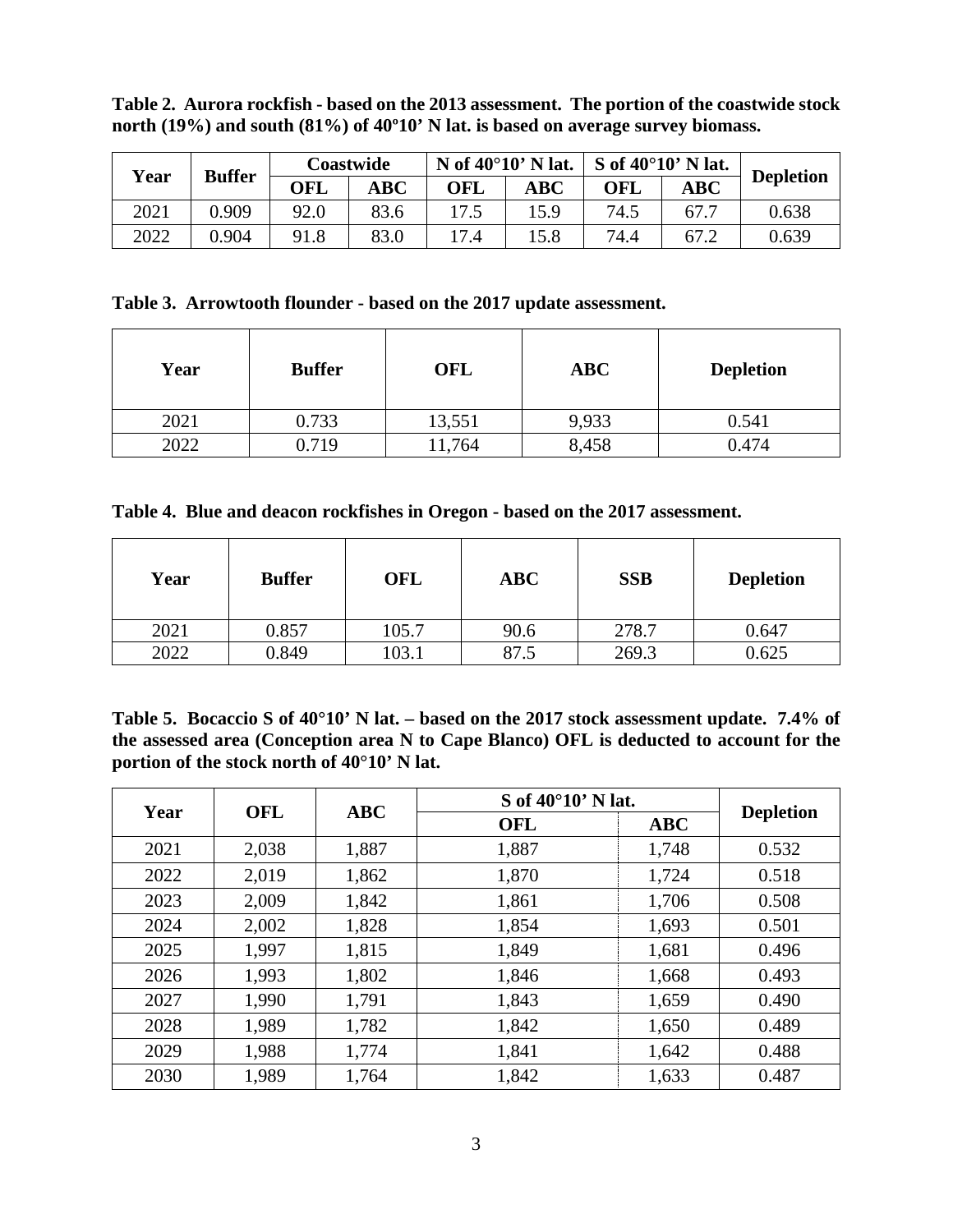**Table 2. Aurora rockfish - based on the 2013 assessment. The portion of the coastwide stock north (19%) and south (81%) of 40º10' N lat. is based on average survey biomass.**

| Year | Buffer | Coastwide | | N of 40°10' N lat. | | S of 40°10' N lat. | | Depletion |
|---|---|---|---|---|---|---|---|---|
| | | OFL | ABC | OFL | ABC | OFL | ABC | |
| 2021 | 0.909 | 92.0 | 83.6 | 17.5 | 15.9 | 74.5 | 67.7 | 0.638 |
| 2022 | 0.904 | 91.8 | 83.0 | 17.4 | 15.8 | 74.4 | 67.2 | 0.639 |

**Table 3. Arrowtooth flounder - based on the 2017 update assessment.**

| Year | Buffer | OFL | ABC | Depletion |
|---|---|---|---|---|
| 2021 | 0.733 | 13,551 | 9,933 | 0.541 |
| 2022 | 0.719 | 11,764 | 8,458 | 0.474 |

**Table 4. Blue and deacon rockfishes in Oregon - based on the 2017 assessment.**

| Year | Buffer | OFL | ABC | SSB | Depletion |
|---|---|---|---|---|---|
| 2021 | 0.857 | 105.7 | 90.6 | 278.7 | 0.647 |
| 2022 | 0.849 | 103.1 | 87.5 | 269.3 | 0.625 |

**Table 5. Bocaccio S of 40°10' N lat. – based on the 2017 stock assessment update. 7.4% of the assessed area (Conception area N to Cape Blanco) OFL is deducted to account for the portion of the stock north of 40°10' N lat.**

| Year | OFL | ABC | S of 40°10' N lat. | | Depletion |
|---|---|---|---|---|---|
| | | | OFL | ABC | |
| 2021 | 2,038 | 1,887 | 1,887 | 1,748 | 0.532 |
| 2022 | 2,019 | 1,862 | 1,870 | 1,724 | 0.518 |
| 2023 | 2,009 | 1,842 | 1,861 | 1,706 | 0.508 |
| 2024 | 2,002 | 1,828 | 1,854 | 1,693 | 0.501 |
| 2025 | 1,997 | 1,815 | 1,849 | 1,681 | 0.496 |
| 2026 | 1,993 | 1,802 | 1,846 | 1,668 | 0.493 |
| 2027 | 1,990 | 1,791 | 1,843 | 1,659 | 0.490 |
| 2028 | 1,989 | 1,782 | 1,842 | 1,650 | 0.489 |
| 2029 | 1,988 | 1,774 | 1,841 | 1,642 | 0.488 |
| 2030 | 1,989 | 1,764 | 1,842 | 1,633 | 0.487 |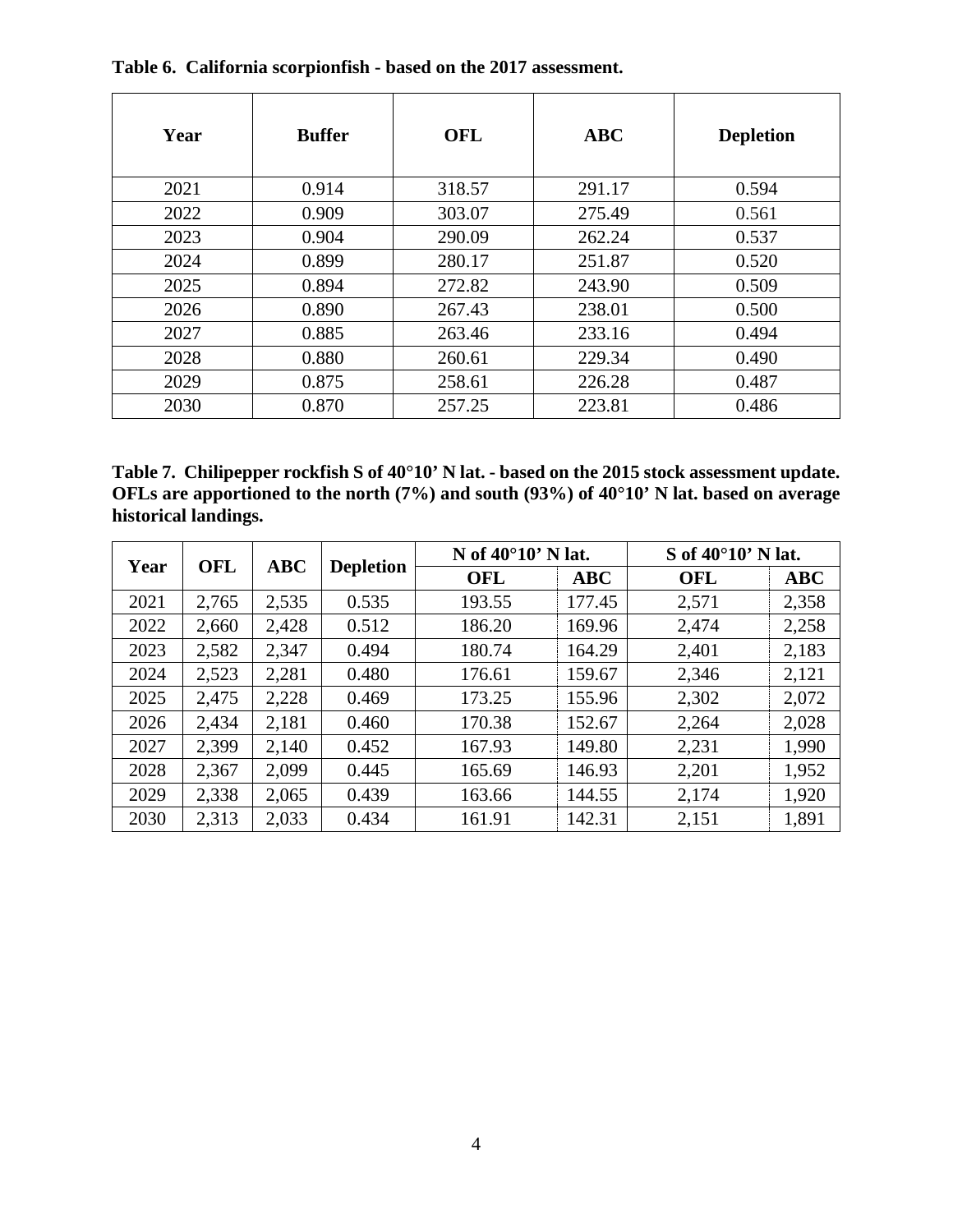**Table 6. California scorpionfish - based on the 2017 assessment.**

| Year | Buffer | OFL | ABC | Depletion |
|---|---|---|---|---|
| 2021 | 0.914 | 318.57 | 291.17 | 0.594 |
| 2022 | 0.909 | 303.07 | 275.49 | 0.561 |
| 2023 | 0.904 | 290.09 | 262.24 | 0.537 |
| 2024 | 0.899 | 280.17 | 251.87 | 0.520 |
| 2025 | 0.894 | 272.82 | 243.90 | 0.509 |
| 2026 | 0.890 | 267.43 | 238.01 | 0.500 |
| 2027 | 0.885 | 263.46 | 233.16 | 0.494 |
| 2028 | 0.880 | 260.61 | 229.34 | 0.490 |
| 2029 | 0.875 | 258.61 | 226.28 | 0.487 |
| 2030 | 0.870 | 257.25 | 223.81 | 0.486 |

**Table 7. Chilipepper rockfish S of 40°10' N lat. - based on the 2015 stock assessment update. OFLs are apportioned to the north (7%) and south (93%) of 40°10' N lat. based on average historical landings.**

| Year | OFL | ABC | Depletion | N of 40°10' N lat. | | S of 40°10' N lat. | |
|---|---|---|---|---|---|---|---|
| | | | | OFL | ABC | OFL | ABC |
| 2021 | 2,765 | 2,535 | 0.535 | 193.55 | 177.45 | 2,571 | 2,358 |
| 2022 | 2,660 | 2,428 | 0.512 | 186.20 | 169.96 | 2,474 | 2,258 |
| 2023 | 2,582 | 2,347 | 0.494 | 180.74 | 164.29 | 2,401 | 2,183 |
| 2024 | 2,523 | 2,281 | 0.480 | 176.61 | 159.67 | 2,346 | 2,121 |
| 2025 | 2,475 | 2,228 | 0.469 | 173.25 | 155.96 | 2,302 | 2,072 |
| 2026 | 2,434 | 2,181 | 0.460 | 170.38 | 152.67 | 2,264 | 2,028 |
| 2027 | 2,399 | 2,140 | 0.452 | 167.93 | 149.80 | 2,231 | 1,990 |
| 2028 | 2,367 | 2,099 | 0.445 | 165.69 | 146.93 | 2,201 | 1,952 |
| 2029 | 2,338 | 2,065 | 0.439 | 163.66 | 144.55 | 2,174 | 1,920 |
| 2030 | 2,313 | 2,033 | 0.434 | 161.91 | 142.31 | 2,151 | 1,891 |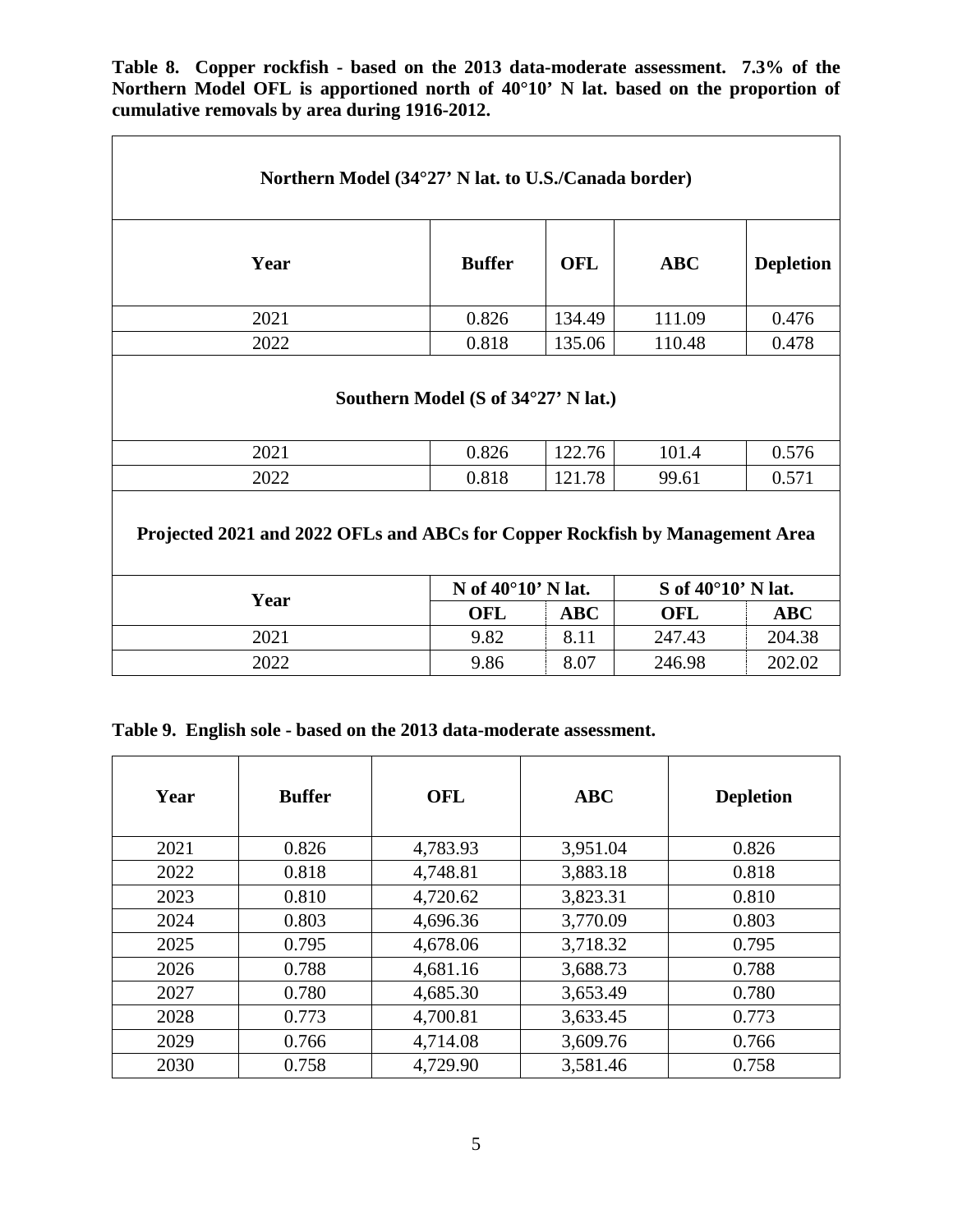**Table 8. Copper rockfish - based on the 2013 data-moderate assessment. 7.3% of the Northern Model OFL is apportioned north of 40°10' N lat. based on the proportion of cumulative removals by area during 1916-2012.**

| Northern Model (34°27' N lat. to U.S./Canada border) | | | | |
|---|---|---|---|---|
| **Year** | **Buffer** | **OFL** | **ABC** | **Depletion** |
| 2021 | 0.826 | 134.49 | 111.09 | 0.476 |
| 2022 | 0.818 | 135.06 | 110.48 | 0.478 |
| **Southern Model (S of 34°27' N lat.)** | | | | |
| 2021 | 0.826 | 122.76 | 101.4 | 0.576 |
| 2022 | 0.818 | 121.78 | 99.61 | 0.571 |
| **Projected 2021 and 2022 OFLs and ABCs for Copper Rockfish by Management Area** | | | | |
| **Year** | **N of 40°10' N lat.** | | **S of 40°10' N lat.** | |
| | **OFL** | **ABC** | **OFL** | **ABC** |
| 2021 | 9.82 | 8.11 | 247.43 | 204.38 |
| 2022 | 9.86 | 8.07 | 246.98 | 202.02 |

**Table 9. English sole - based on the 2013 data-moderate assessment.**

| Year | Buffer | OFL | ABC | Depletion |
|---|---|---|---|---|
| 2021 | 0.826 | 4,783.93 | 3,951.04 | 0.826 |
| 2022 | 0.818 | 4,748.81 | 3,883.18 | 0.818 |
| 2023 | 0.810 | 4,720.62 | 3,823.31 | 0.810 |
| 2024 | 0.803 | 4,696.36 | 3,770.09 | 0.803 |
| 2025 | 0.795 | 4,678.06 | 3,718.32 | 0.795 |
| 2026 | 0.788 | 4,681.16 | 3,688.73 | 0.788 |
| 2027 | 0.780 | 4,685.30 | 3,653.49 | 0.780 |
| 2028 | 0.773 | 4,700.81 | 3,633.45 | 0.773 |
| 2029 | 0.766 | 4,714.08 | 3,609.76 | 0.766 |
| 2030 | 0.758 | 4,729.90 | 3,581.46 | 0.758 |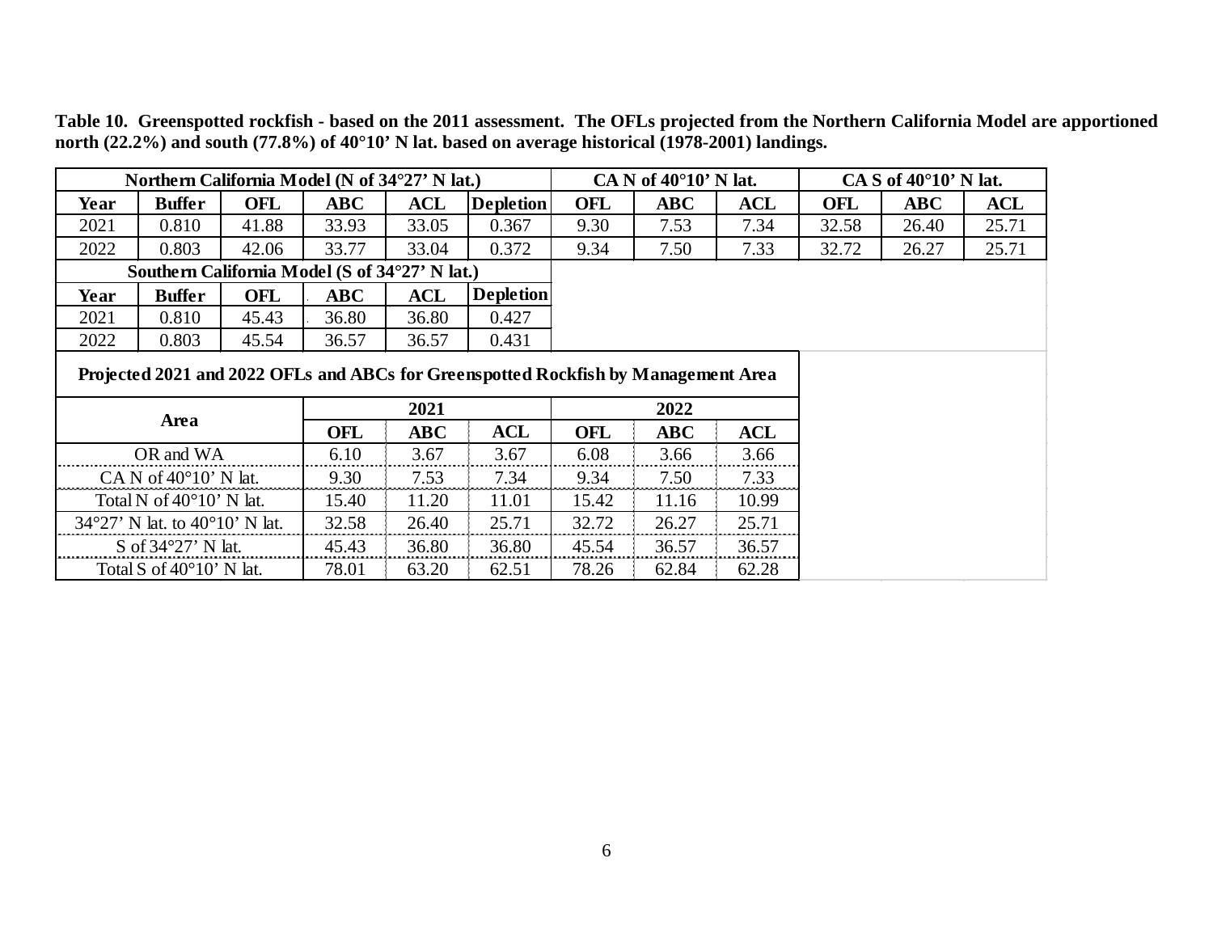**Table 10. Greenspotted rockfish - based on the 2011 assessment. The OFLs projected from the Northern California Model are apportioned north (22.2%) and south (77.8%) of 40°10’ N lat. based on average historical (1978-2001) landings.**

| Northern California Model (N of 34°27’ N lat.) | | | | | | CA N of 40°10’ N lat. | | | CA S of 40°10’ N lat. | | |
|---|---|---|---|---|---|---|---|---|---|---|---|
| **Year** | **Buffer** | **OFL** | **ABC** | **ACL** | **Depletion** | **OFL** | **ABC** | **ACL** | **OFL** | **ABC** | **ACL** |
| 2021 | 0.810 | 41.88 | 33.93 | 33.05 | 0.367 | 9.30 | 7.53 | 7.34 | 32.58 | 26.40 | 25.71 |
| 2022 | 0.803 | 42.06 | 33.77 | 33.04 | 0.372 | 9.34 | 7.50 | 7.33 | 32.72 | 26.27 | 25.71 |

| Southern California Model (S of 34°27’ N lat.) | | | | | |
|---|---|---|---|---|---|
| **Year** | **Buffer** | **OFL** | **ABC** | **ACL** | **Depletion** |
| 2021 | 0.810 | 45.43 | 36.80 | 36.80 | 0.427 |
| 2022 | 0.803 | 45.54 | 36.57 | 36.57 | 0.431 |

**Projected 2021 and 2022 OFLs and ABCs for Greenspotted Rockfish by Management Area**

| Area | 2021 | | | 2022 | | |
|---|---|---|---|---|---|---|
| | **OFL** | **ABC** | **ACL** | **OFL** | **ABC** | **ACL** |
| OR and WA | 6.10 | 3.67 | 3.67 | 6.08 | 3.66 | 3.66 |
| CA N of 40°10’ N lat. | 9.30 | 7.53 | 7.34 | 9.34 | 7.50 | 7.33 |
| Total N of 40°10’ N lat. | 15.40 | 11.20 | 11.01 | 15.42 | 11.16 | 10.99 |
| 34°27’ N lat. to 40°10’ N lat. | 32.58 | 26.40 | 25.71 | 32.72 | 26.27 | 25.71 |
| S of 34°27’ N lat. | 45.43 | 36.80 | 36.80 | 45.54 | 36.57 | 36.57 |
| Total S of 40°10’ N lat. | 78.01 | 63.20 | 62.51 | 78.26 | 62.84 | 62.28 |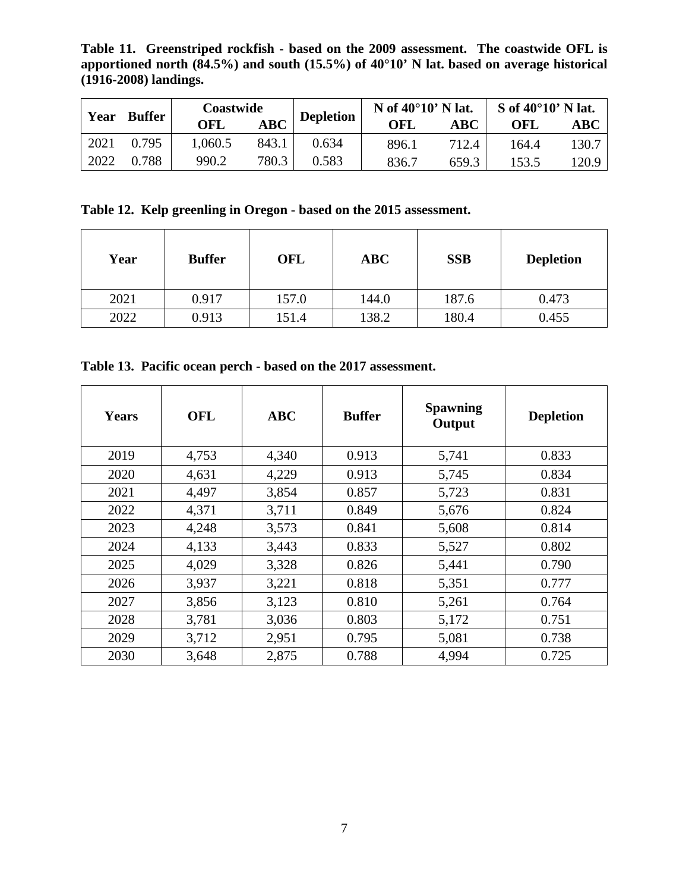**Table 11. Greenstriped rockfish - based on the 2009 assessment. The coastwide OFL is apportioned north (84.5%) and south (15.5%) of 40°10' N lat. based on average historical (1916-2008) landings.**

| Year | Buffer | Coastwide | | Depletion | N of 40°10' N lat. | | S of 40°10' N lat. | |
|---|---|---|---|---|---|---|---|---|
| | | OFL | ABC | | OFL | ABC | OFL | ABC |
| 2021 | 0.795 | 1,060.5 | 843.1 | 0.634 | 896.1 | 712.4 | 164.4 | 130.7 |
| 2022 | 0.788 | 990.2 | 780.3 | 0.583 | 836.7 | 659.3 | 153.5 | 120.9 |

**Table 12. Kelp greenling in Oregon - based on the 2015 assessment.**

| Year | Buffer | OFL | ABC | SSB | Depletion |
|---|---|---|---|---|---|
| 2021 | 0.917 | 157.0 | 144.0 | 187.6 | 0.473 |
| 2022 | 0.913 | 151.4 | 138.2 | 180.4 | 0.455 |

**Table 13. Pacific ocean perch - based on the 2017 assessment.**

| Years | OFL | ABC | Buffer | Spawning Output | Depletion |
|---|---|---|---|---|---|
| 2019 | 4,753 | 4,340 | 0.913 | 5,741 | 0.833 |
| 2020 | 4,631 | 4,229 | 0.913 | 5,745 | 0.834 |
| 2021 | 4,497 | 3,854 | 0.857 | 5,723 | 0.831 |
| 2022 | 4,371 | 3,711 | 0.849 | 5,676 | 0.824 |
| 2023 | 4,248 | 3,573 | 0.841 | 5,608 | 0.814 |
| 2024 | 4,133 | 3,443 | 0.833 | 5,527 | 0.802 |
| 2025 | 4,029 | 3,328 | 0.826 | 5,441 | 0.790 |
| 2026 | 3,937 | 3,221 | 0.818 | 5,351 | 0.777 |
| 2027 | 3,856 | 3,123 | 0.810 | 5,261 | 0.764 |
| 2028 | 3,781 | 3,036 | 0.803 | 5,172 | 0.751 |
| 2029 | 3,712 | 2,951 | 0.795 | 5,081 | 0.738 |
| 2030 | 3,648 | 2,875 | 0.788 | 4,994 | 0.725 |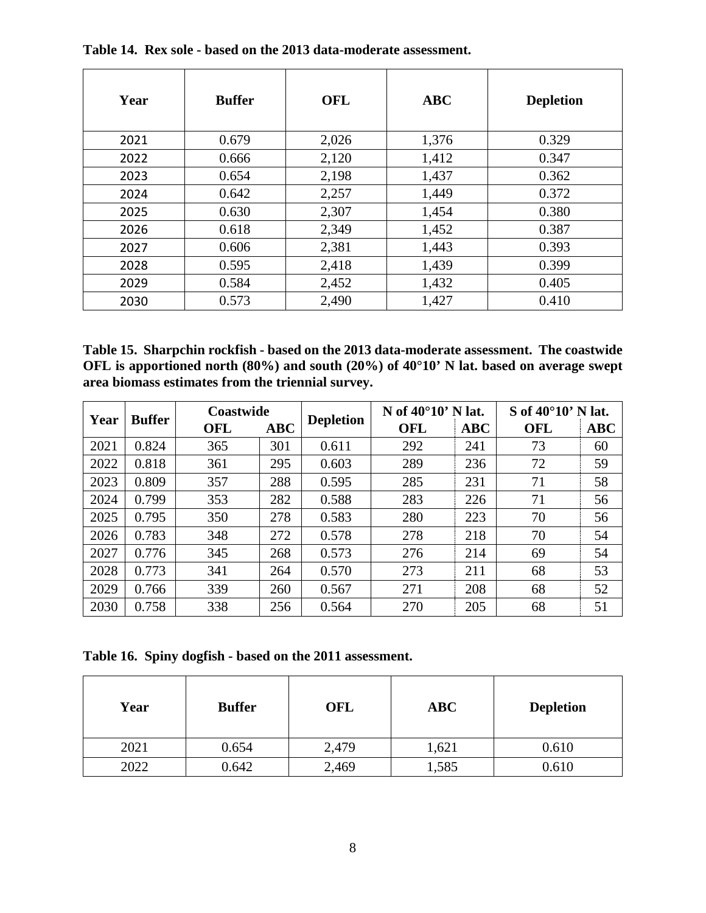**Table 14. Rex sole - based on the 2013 data-moderate assessment.**

| Year | Buffer | OFL | ABC | Depletion |
|---|---|---|---|---|
| 2021 | 0.679 | 2,026 | 1,376 | 0.329 |
| 2022 | 0.666 | 2,120 | 1,412 | 0.347 |
| 2023 | 0.654 | 2,198 | 1,437 | 0.362 |
| 2024 | 0.642 | 2,257 | 1,449 | 0.372 |
| 2025 | 0.630 | 2,307 | 1,454 | 0.380 |
| 2026 | 0.618 | 2,349 | 1,452 | 0.387 |
| 2027 | 0.606 | 2,381 | 1,443 | 0.393 |
| 2028 | 0.595 | 2,418 | 1,439 | 0.399 |
| 2029 | 0.584 | 2,452 | 1,432 | 0.405 |
| 2030 | 0.573 | 2,490 | 1,427 | 0.410 |

**Table 15. Sharpchin rockfish - based on the 2013 data-moderate assessment. The coastwide OFL is apportioned north (80%) and south (20%) of 40°10' N lat. based on average swept area biomass estimates from the triennial survey.**

| Year | Buffer | Coastwide | | Depletion | N of 40°10' N lat. | | S of 40°10' N lat. | |
|---|---|---|---|---|---|---|---|---|
| | | OFL | ABC | | OFL | ABC | OFL | ABC |
| 2021 | 0.824 | 365 | 301 | 0.611 | 292 | 241 | 73 | 60 |
| 2022 | 0.818 | 361 | 295 | 0.603 | 289 | 236 | 72 | 59 |
| 2023 | 0.809 | 357 | 288 | 0.595 | 285 | 231 | 71 | 58 |
| 2024 | 0.799 | 353 | 282 | 0.588 | 283 | 226 | 71 | 56 |
| 2025 | 0.795 | 350 | 278 | 0.583 | 280 | 223 | 70 | 56 |
| 2026 | 0.783 | 348 | 272 | 0.578 | 278 | 218 | 70 | 54 |
| 2027 | 0.776 | 345 | 268 | 0.573 | 276 | 214 | 69 | 54 |
| 2028 | 0.773 | 341 | 264 | 0.570 | 273 | 211 | 68 | 53 |
| 2029 | 0.766 | 339 | 260 | 0.567 | 271 | 208 | 68 | 52 |
| 2030 | 0.758 | 338 | 256 | 0.564 | 270 | 205 | 68 | 51 |

**Table 16. Spiny dogfish - based on the 2011 assessment.**

| Year | Buffer | OFL | ABC | Depletion |
|---|---|---|---|---|
| 2021 | 0.654 | 2,479 | 1,621 | 0.610 |
| 2022 | 0.642 | 2,469 | 1,585 | 0.610 |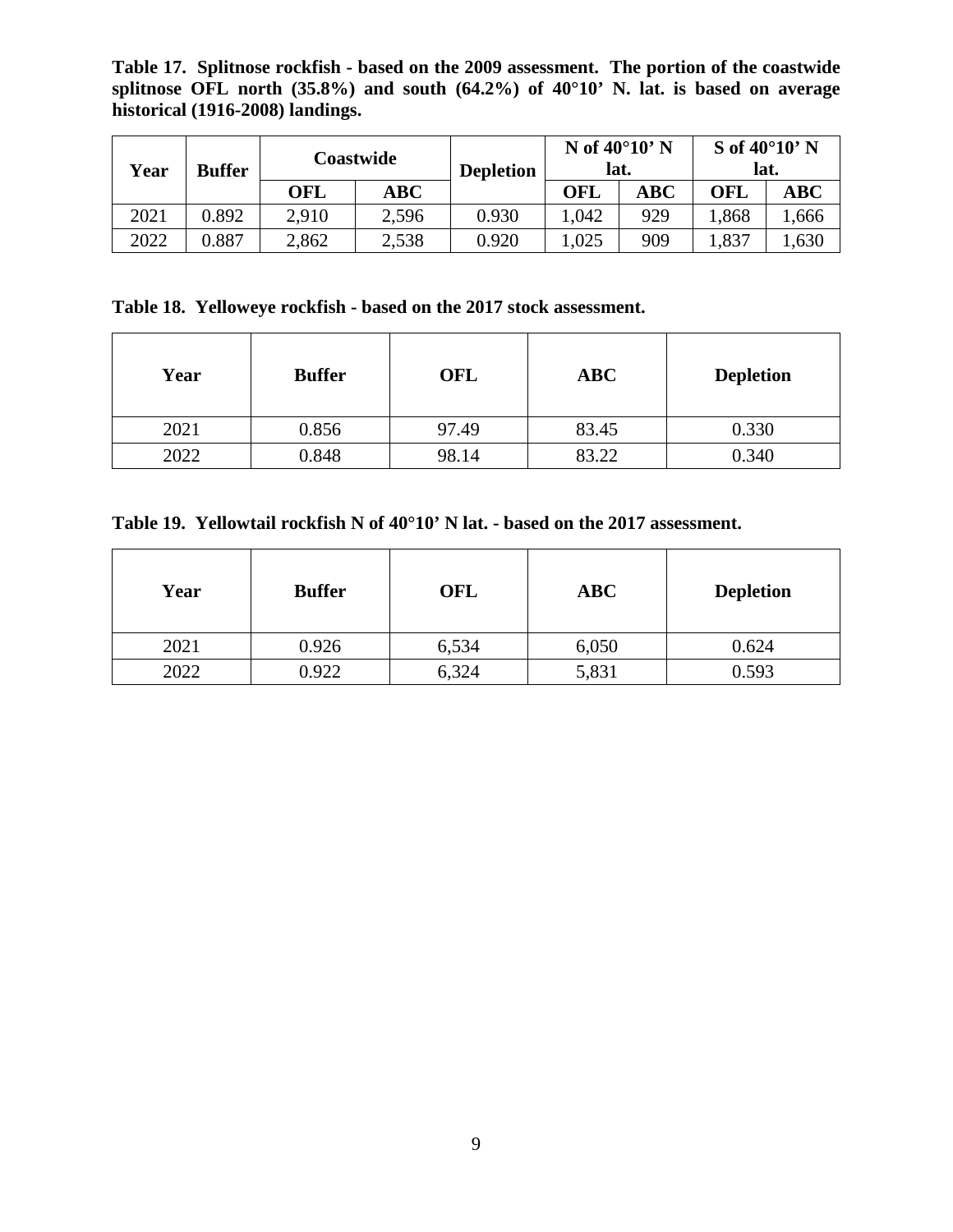**Table 17. Splitnose rockfish - based on the 2009 assessment. The portion of the coastwide splitnose OFL north (35.8%) and south (64.2%) of 40°10' N. lat. is based on average historical (1916-2008) landings.**

| Year | Buffer | Coastwide | | Depletion | N of 40°10' N lat. | | S of 40°10' N lat. | |
|---|---|---|---|---|---|---|---|---|
| | | OFL | ABC | | OFL | ABC | OFL | ABC |
| 2021 | 0.892 | 2,910 | 2,596 | 0.930 | 1,042 | 929 | 1,868 | 1,666 |
| 2022 | 0.887 | 2,862 | 2,538 | 0.920 | 1,025 | 909 | 1,837 | 1,630 |

**Table 18. Yelloweye rockfish - based on the 2017 stock assessment.**

| Year | Buffer | OFL | ABC | Depletion |
|---|---|---|---|---|
| 2021 | 0.856 | 97.49 | 83.45 | 0.330 |
| 2022 | 0.848 | 98.14 | 83.22 | 0.340 |

**Table 19. Yellowtail rockfish N of 40°10' N lat. - based on the 2017 assessment.**

| Year | Buffer | OFL | ABC | Depletion |
|---|---|---|---|---|
| 2021 | 0.926 | 6,534 | 6,050 | 0.624 |
| 2022 | 0.922 | 6,324 | 5,831 | 0.593 |